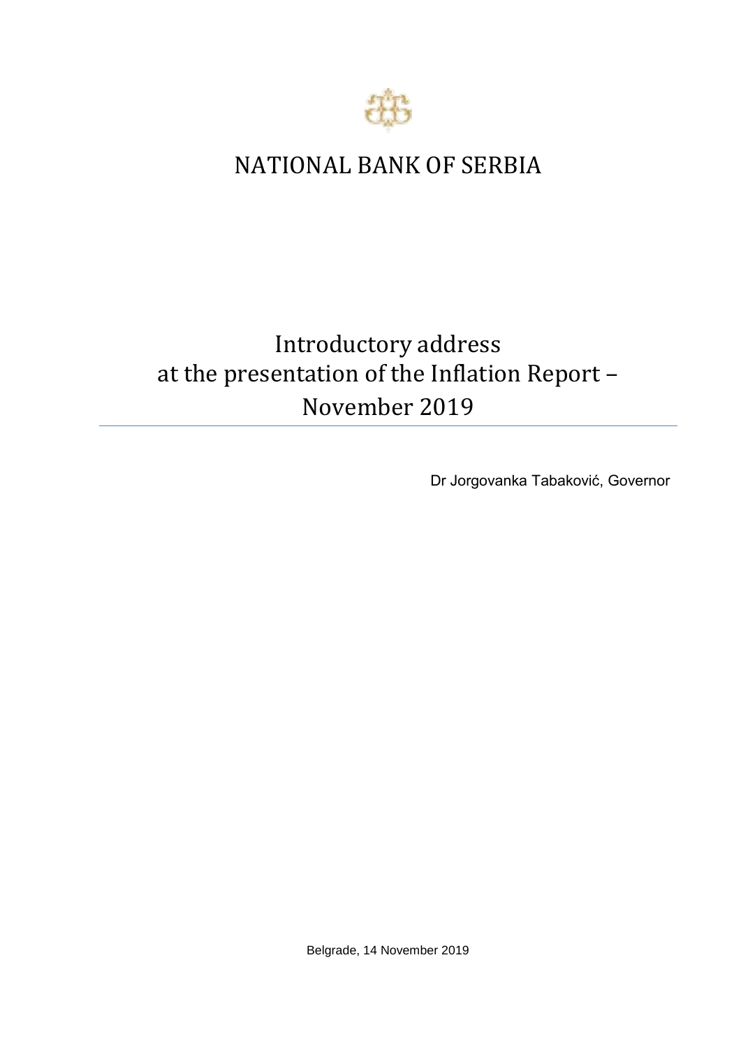# NATIONAL BANK OF SERBIA

## Introductory address at the presentation of the Inflation Report – November 2019

Dr Jorgovanka Tabaković, Governor

Belgrade, 14 November 2019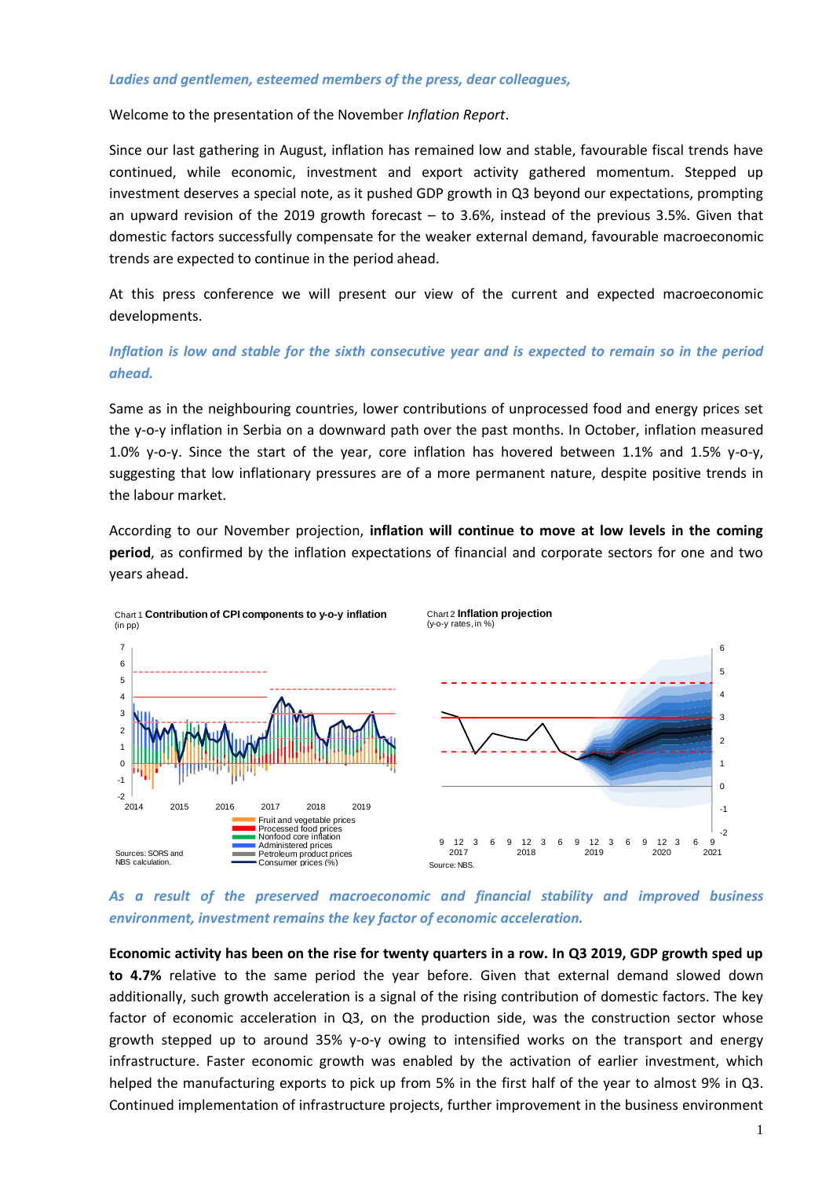*Ladies and gentlemen, esteemed members of the press, dear colleagues,*

Welcome to the presentation of the November *Inflation Report*.

Since our last gathering in August, inflation has remained low and stable, favourable fiscal trends have continued, while economic, investment and export activity gathered momentum. Stepped up investment deserves a special note, as it pushed GDP growth in Q3 beyond our expectations, prompting an upward revision of the 2019 growth forecast – to 3.6%, instead of the previous 3.5%. Given that domestic factors successfully compensate for the weaker external demand, favourable macroeconomic trends are expected to continue in the period ahead.

At this press conference we will present our view of the current and expected macroeconomic developments.

*Inflation is low and stable for the sixth consecutive year and is expected to remain so in the period ahead.*

Same as in the neighbouring countries, lower contributions of unprocessed food and energy prices set the y-o-y inflation in Serbia on a downward path over the past months. In October, inflation measured 1.0% y-o-y. Since the start of the year, core inflation has hovered between 1.1% and 1.5% y-o-y, suggesting that low inflationary pressures are of a more permanent nature, despite positive trends in the labour market.

According to our November projection, **inflation will continue to move at low levels in the coming period**, as confirmed by the inflation expectations of financial and corporate sectors for one and two years ahead.

Chart 1 **Contribution of CPI components to y-o-y inflation**
(in pp)

Legend: Fruit and vegetable prices; Processed food prices; Nonfood core inflation; Administered prices; Petroleum product prices; Consumer prices (%)

Sources: SORS and NBS calculation.

Chart 2 **Inflation projection**
(y-o-y rates, in %)

Source: NBS.

*As a result of the preserved macroeconomic and financial stability and improved business environment, investment remains the key factor of economic acceleration.*

**Economic activity has been on the rise for twenty quarters in a row. In Q3 2019, GDP growth sped up to 4.7%** relative to the same period the year before. Given that external demand slowed down additionally, such growth acceleration is a signal of the rising contribution of domestic factors. The key factor of economic acceleration in Q3, on the production side, was the construction sector whose growth stepped up to around 35% y-o-y owing to intensified works on the transport and energy infrastructure. Faster economic growth was enabled by the activation of earlier investment, which helped the manufacturing exports to pick up from 5% in the first half of the year to almost 9% in Q3. Continued implementation of infrastructure projects, further improvement in the business environment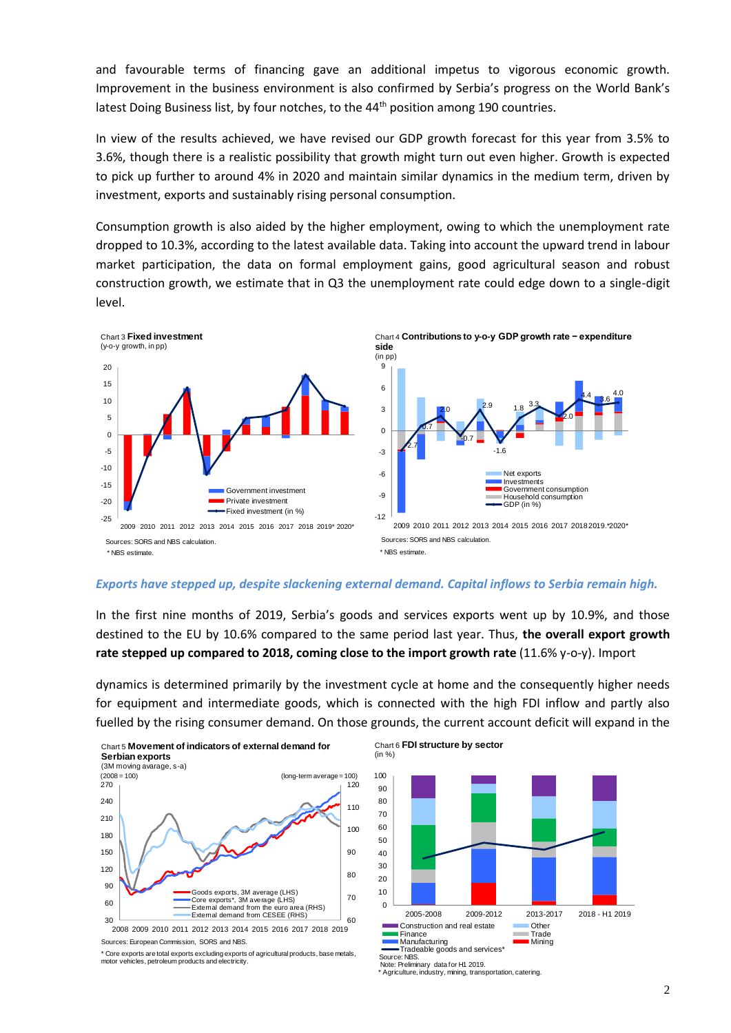and favourable terms of financing gave an additional impetus to vigorous economic growth. Improvement in the business environment is also confirmed by Serbia's progress on the World Bank's latest Doing Business list, by four notches, to the 44th position among 190 countries.

In view of the results achieved, we have revised our GDP growth forecast for this year from 3.5% to 3.6%, though there is a realistic possibility that growth might turn out even higher. Growth is expected to pick up further to around 4% in 2020 and maintain similar dynamics in the medium term, driven by investment, exports and sustainably rising personal consumption.

Consumption growth is also aided by the higher employment, owing to which the unemployment rate dropped to 10.3%, according to the latest available data. Taking into account the upward trend in labour market participation, the data on formal employment gains, good agricultural season and robust construction growth, we estimate that in Q3 the unemployment rate could edge down to a single-digit level.

Chart 3 **Fixed investment**
(y-o-y growth, in pp)

Sources: SORS and NBS calculation.
* NBS estimate.

Chart 4 **Contributions to y-o-y GDP growth rate − expenditure side**
(in pp)

Sources: SORS and NBS calculation.
* NBS estimate.

***Exports have stepped up, despite slackening external demand. Capital inflows to Serbia remain high.***

In the first nine months of 2019, Serbia's goods and services exports went up by 10.9%, and those destined to the EU by 10.6% compared to the same period last year. Thus, **the overall export growth rate stepped up compared to 2018, coming close to the import growth rate** (11.6% y-o-y). Import dynamics is determined primarily by the investment cycle at home and the consequently higher needs for equipment and intermediate goods, which is connected with the high FDI inflow and partly also fuelled by the rising consumer demand. On those grounds, the current account deficit will expand in the

Chart 5 **Movement of indicators of external demand for Serbian exports**
(3M moving average, s-a)

Sources: European Commission, SORS and NBS.
* Core exports are total exports excluding exports of agricultural products, base metals, motor vehicles, petroleum products and electricity.

Chart 6 **FDI structure by sector**
(in %)

Source: NBS.
Note: Preliminary data for H1 2019.
* Agriculture, industry, mining, transportation, catering.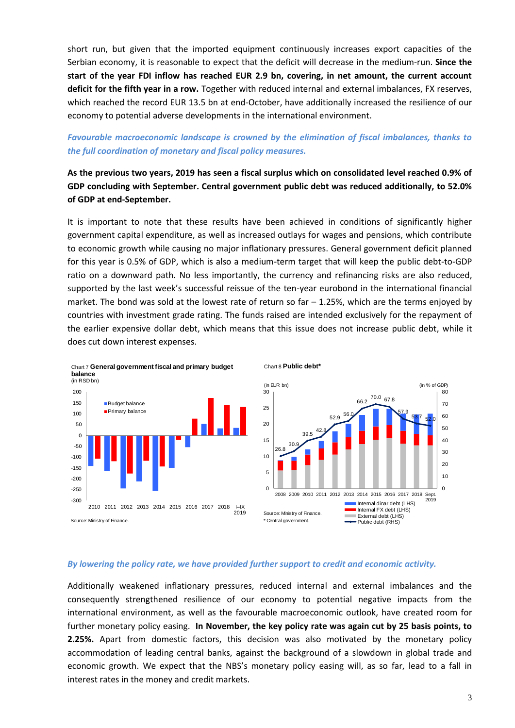short run, but given that the imported equipment continuously increases export capacities of the Serbian economy, it is reasonable to expect that the deficit will decrease in the medium-run. **Since the start of the year FDI inflow has reached EUR 2.9 bn, covering, in net amount, the current account deficit for the fifth year in a row.** Together with reduced internal and external imbalances, FX reserves, which reached the record EUR 13.5 bn at end-October, have additionally increased the resilience of our economy to potential adverse developments in the international environment.

***Favourable macroeconomic landscape is crowned by the elimination of fiscal imbalances, thanks to the full coordination of monetary and fiscal policy measures.***

**As the previous two years, 2019 has seen a fiscal surplus which on consolidated level reached 0.9% of GDP concluding with September. Central government public debt was reduced additionally, to 52.0% of GDP at end-September.**

It is important to note that these results have been achieved in conditions of significantly higher government capital expenditure, as well as increased outlays for wages and pensions, which contribute to economic growth while causing no major inflationary pressures. General government deficit planned for this year is 0.5% of GDP, which is also a medium-term target that will keep the public debt-to-GDP ratio on a downward path. No less importantly, the currency and refinancing risks are also reduced, supported by the last week's successful reissue of the ten-year eurobond in the international financial market. The bond was sold at the lowest rate of return so far – 1.25%, which are the terms enjoyed by countries with investment grade rating. The funds raised are intended exclusively for the repayment of the earlier expensive dollar debt, which means that this issue does not increase public debt, while it does cut down interest expenses.

Chart 7 **General government fiscal and primary budget balance**
(in RSD bn)

Source: Ministry of Finance.

Chart 8 **Public debt***

Source: Ministry of Finance.
* Central government.

***By lowering the policy rate, we have provided further support to credit and economic activity.***

Additionally weakened inflationary pressures, reduced internal and external imbalances and the consequently strengthened resilience of our economy to potential negative impacts from the international environment, as well as the favourable macroeconomic outlook, have created room for further monetary policy easing. **In November, the key policy rate was again cut by 25 basis points, to 2.25%.** Apart from domestic factors, this decision was also motivated by the monetary policy accommodation of leading central banks, against the background of a slowdown in global trade and economic growth. We expect that the NBS's monetary policy easing will, as so far, lead to a fall in interest rates in the money and credit markets.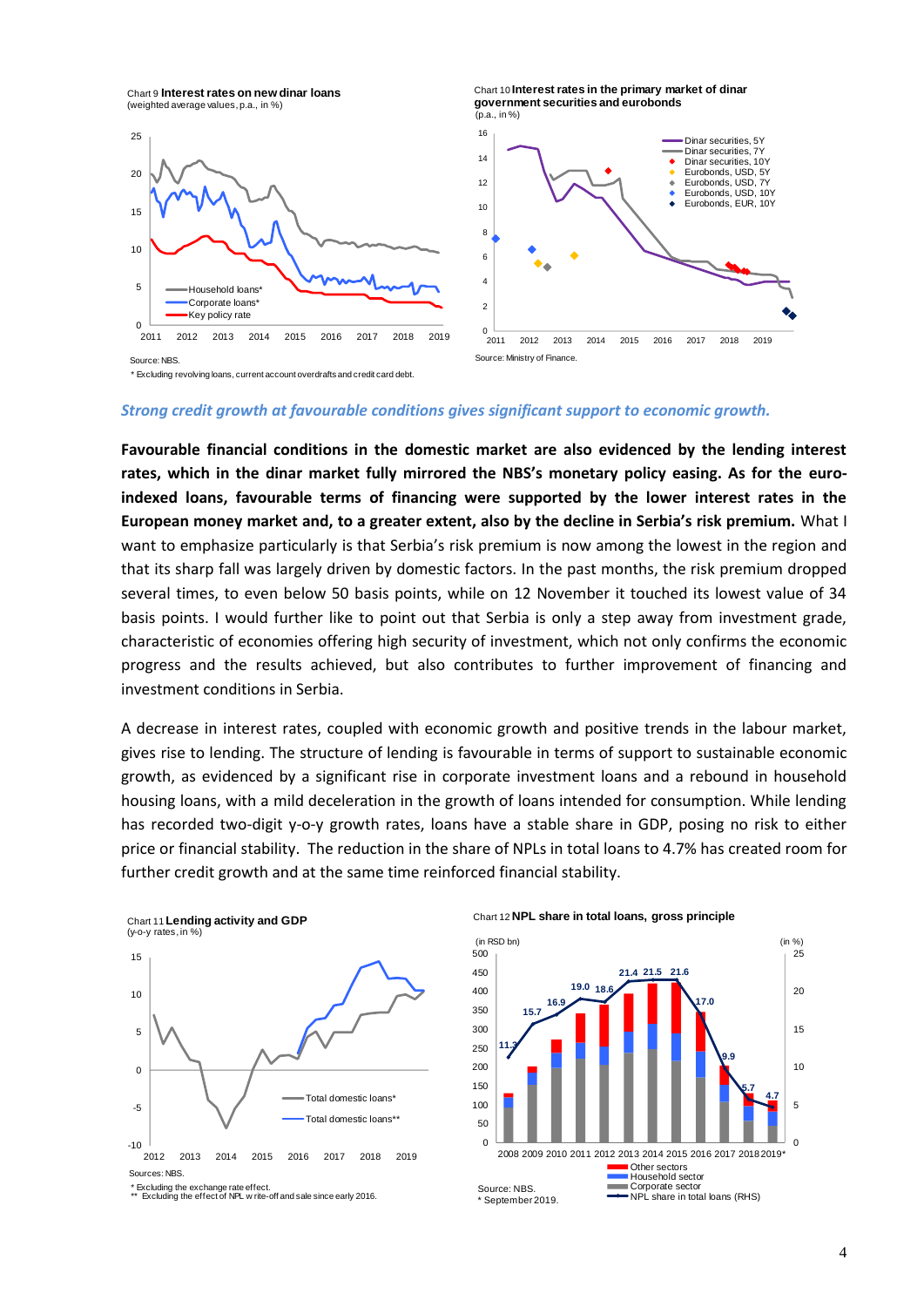Chart 9 **Interest rates on new dinar loans**
(weighted average values, p.a., in %)

Source: NBS.
\* Excluding revolving loans, current account overdrafts and credit card debt.

Chart 10 **Interest rates in the primary market of dinar government securities and eurobonds**
(p.a., in %)

Source: Ministry of Finance.

*Strong credit growth at favourable conditions gives significant support to economic growth.*

**Favourable financial conditions in the domestic market are also evidenced by the lending interest rates, which in the dinar market fully mirrored the NBS's monetary policy easing. As for the euro-indexed loans, favourable terms of financing were supported by the lower interest rates in the European money market and, to a greater extent, also by the decline in Serbia's risk premium.** What I want to emphasize particularly is that Serbia's risk premium is now among the lowest in the region and that its sharp fall was largely driven by domestic factors. In the past months, the risk premium dropped several times, to even below 50 basis points, while on 12 November it touched its lowest value of 34 basis points. I would further like to point out that Serbia is only a step away from investment grade, characteristic of economies offering high security of investment, which not only confirms the economic progress and the results achieved, but also contributes to further improvement of financing and investment conditions in Serbia.

A decrease in interest rates, coupled with economic growth and positive trends in the labour market, gives rise to lending. The structure of lending is favourable in terms of support to sustainable economic growth, as evidenced by a significant rise in corporate investment loans and a rebound in household housing loans, with a mild deceleration in the growth of loans intended for consumption. While lending has recorded two-digit y-o-y growth rates, loans have a stable share in GDP, posing no risk to either price or financial stability. The reduction in the share of NPLs in total loans to 4.7% has created room for further credit growth and at the same time reinforced financial stability.

Chart 11 **Lending activity and GDP**
(y-o-y rates, in %)

Sources: NBS.
\* Excluding the exchange rate effect.
\*\* Excluding the effect of NPL write-off and sale since early 2016.

Chart 12 **NPL share in total loans, gross principle**

Source: NBS.
\* September 2019.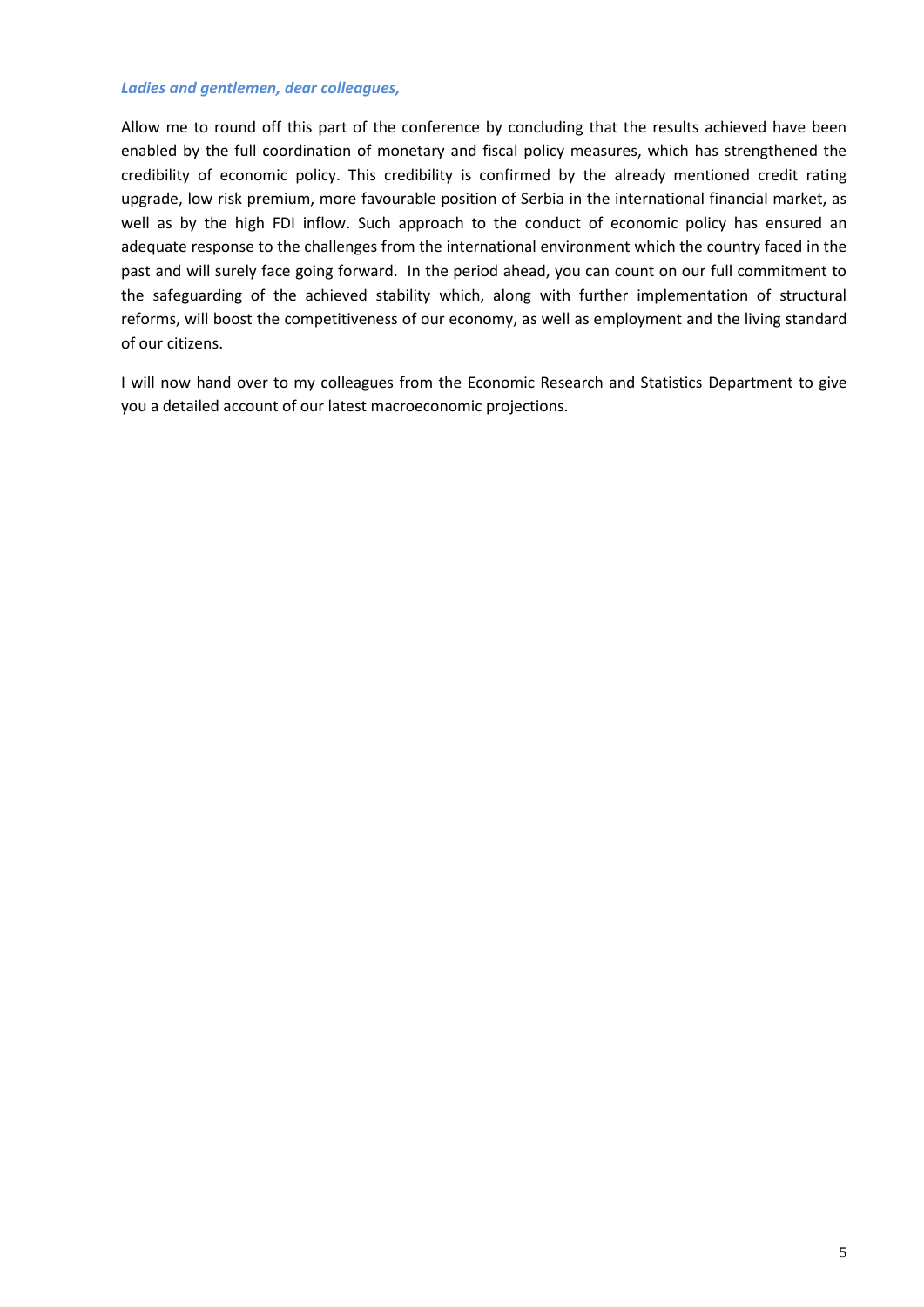***Ladies and gentlemen, dear colleagues,***

Allow me to round off this part of the conference by concluding that the results achieved have been enabled by the full coordination of monetary and fiscal policy measures, which has strengthened the credibility of economic policy. This credibility is confirmed by the already mentioned credit rating upgrade, low risk premium, more favourable position of Serbia in the international financial market, as well as by the high FDI inflow. Such approach to the conduct of economic policy has ensured an adequate response to the challenges from the international environment which the country faced in the past and will surely face going forward. In the period ahead, you can count on our full commitment to the safeguarding of the achieved stability which, along with further implementation of structural reforms, will boost the competitiveness of our economy, as well as employment and the living standard of our citizens.

I will now hand over to my colleagues from the Economic Research and Statistics Department to give you a detailed account of our latest macroeconomic projections.